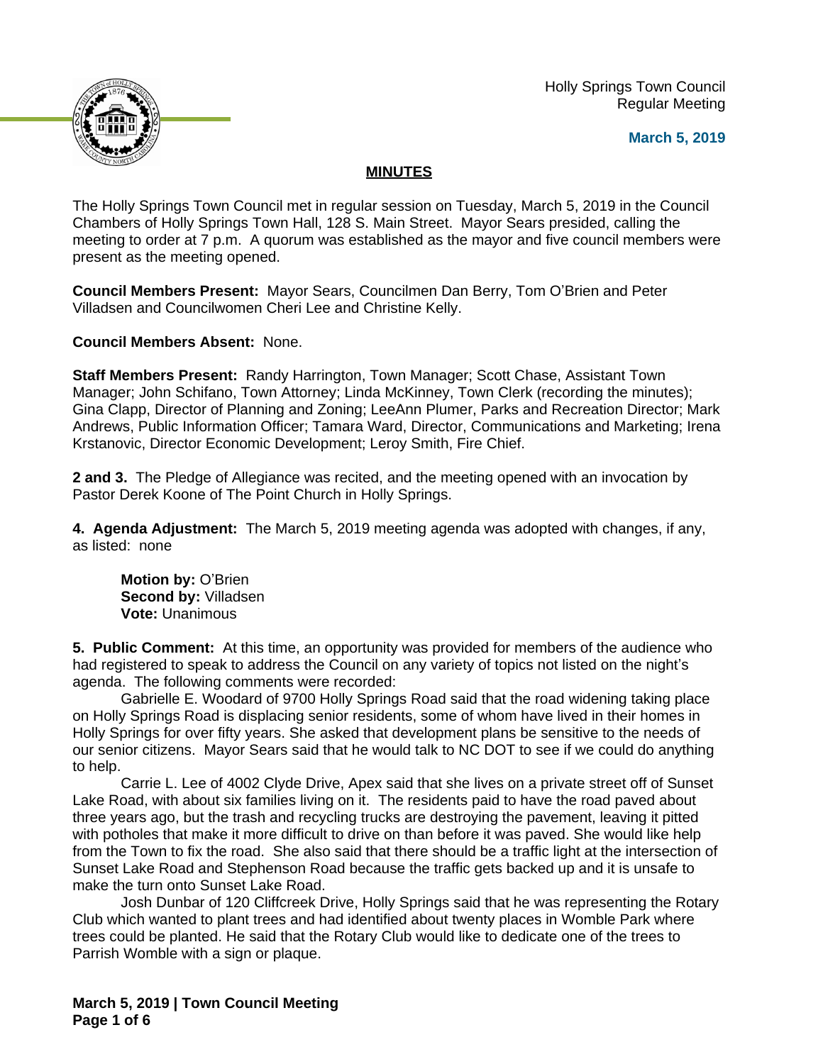Holly Springs Town Council
Regular Meeting

**March 5, 2019**

## MINUTES

The Holly Springs Town Council met in regular session on Tuesday, March 5, 2019 in the Council Chambers of Holly Springs Town Hall, 128 S. Main Street. Mayor Sears presided, calling the meeting to order at 7 p.m. A quorum was established as the mayor and five council members were present as the meeting opened.

**Council Members Present:** Mayor Sears, Councilmen Dan Berry, Tom O'Brien and Peter Villadsen and Councilwomen Cheri Lee and Christine Kelly.

**Council Members Absent:** None.

**Staff Members Present:** Randy Harrington, Town Manager; Scott Chase, Assistant Town Manager; John Schifano, Town Attorney; Linda McKinney, Town Clerk (recording the minutes); Gina Clapp, Director of Planning and Zoning; LeeAnn Plumer, Parks and Recreation Director; Mark Andrews, Public Information Officer; Tamara Ward, Director, Communications and Marketing; Irena Krstanovic, Director Economic Development; Leroy Smith, Fire Chief.

**2 and 3.** The Pledge of Allegiance was recited, and the meeting opened with an invocation by Pastor Derek Koone of The Point Church in Holly Springs.

**4. Agenda Adjustment:** The March 5, 2019 meeting agenda was adopted with changes, if any, as listed: none

**Motion by:** O'Brien
**Second by:** Villadsen
**Vote:** Unanimous

**5. Public Comment:** At this time, an opportunity was provided for members of the audience who had registered to speak to address the Council on any variety of topics not listed on the night's agenda. The following comments were recorded:

Gabrielle E. Woodard of 9700 Holly Springs Road said that the road widening taking place on Holly Springs Road is displacing senior residents, some of whom have lived in their homes in Holly Springs for over fifty years. She asked that development plans be sensitive to the needs of our senior citizens. Mayor Sears said that he would talk to NC DOT to see if we could do anything to help.

Carrie L. Lee of 4002 Clyde Drive, Apex said that she lives on a private street off of Sunset Lake Road, with about six families living on it. The residents paid to have the road paved about three years ago, but the trash and recycling trucks are destroying the pavement, leaving it pitted with potholes that make it more difficult to drive on than before it was paved. She would like help from the Town to fix the road. She also said that there should be a traffic light at the intersection of Sunset Lake Road and Stephenson Road because the traffic gets backed up and it is unsafe to make the turn onto Sunset Lake Road.

Josh Dunbar of 120 Cliffcreek Drive, Holly Springs said that he was representing the Rotary Club which wanted to plant trees and had identified about twenty places in Womble Park where trees could be planted. He said that the Rotary Club would like to dedicate one of the trees to Parrish Womble with a sign or plaque.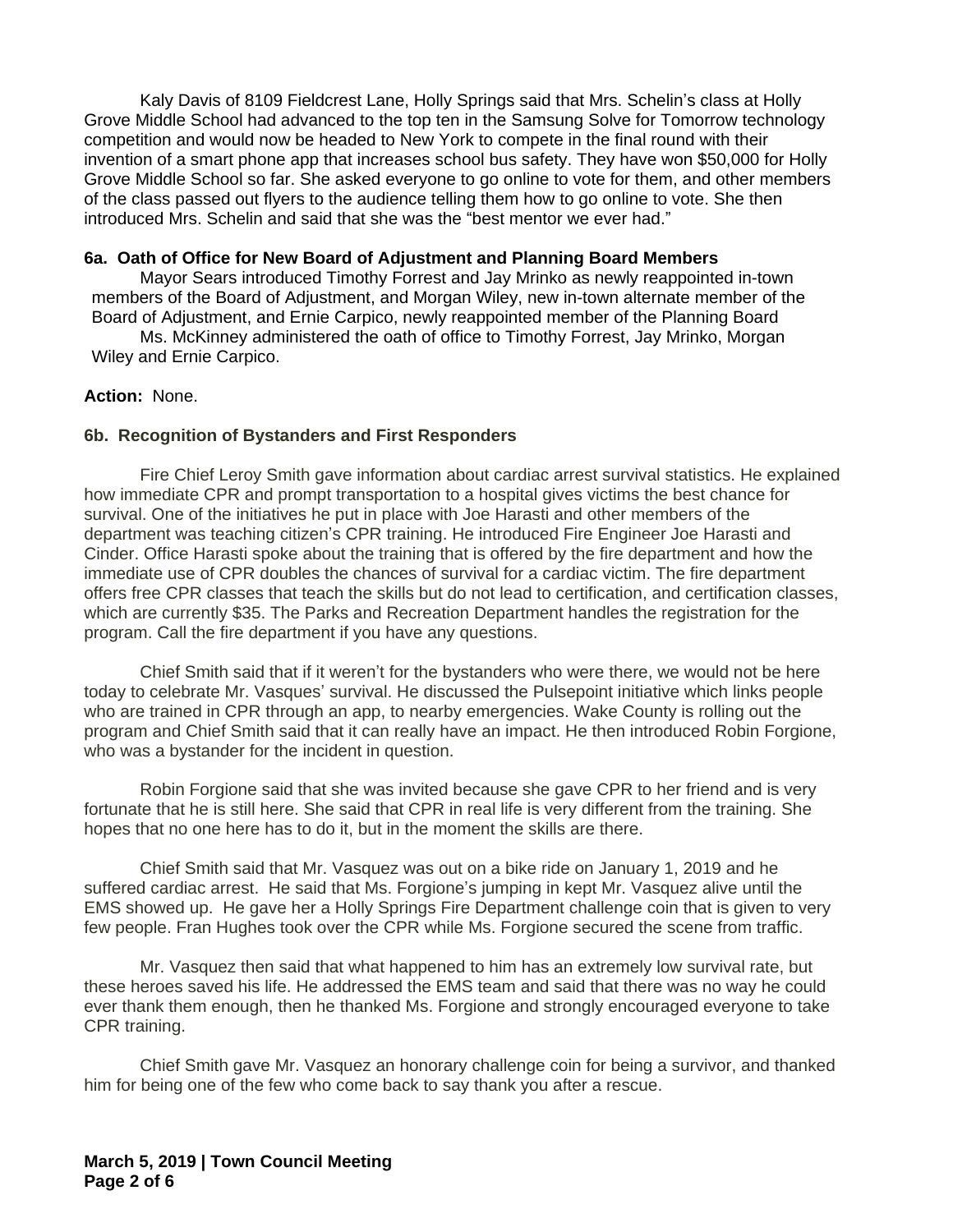Kaly Davis of 8109 Fieldcrest Lane, Holly Springs said that Mrs. Schelin's class at Holly Grove Middle School had advanced to the top ten in the Samsung Solve for Tomorrow technology competition and would now be headed to New York to compete in the final round with their invention of a smart phone app that increases school bus safety. They have won $50,000 for Holly Grove Middle School so far. She asked everyone to go online to vote for them, and other members of the class passed out flyers to the audience telling them how to go online to vote. She then introduced Mrs. Schelin and said that she was the "best mentor we ever had."

**6a. Oath of Office for New Board of Adjustment and Planning Board Members**

Mayor Sears introduced Timothy Forrest and Jay Mrinko as newly reappointed in-town members of the Board of Adjustment, and Morgan Wiley, new in-town alternate member of the Board of Adjustment, and Ernie Carpico, newly reappointed member of the Planning Board

Ms. McKinney administered the oath of office to Timothy Forrest, Jay Mrinko, Morgan Wiley and Ernie Carpico.

**Action:** None.

**6b. Recognition of Bystanders and First Responders**

Fire Chief Leroy Smith gave information about cardiac arrest survival statistics. He explained how immediate CPR and prompt transportation to a hospital gives victims the best chance for survival. One of the initiatives he put in place with Joe Harasti and other members of the department was teaching citizen's CPR training. He introduced Fire Engineer Joe Harasti and Cinder. Office Harasti spoke about the training that is offered by the fire department and how the immediate use of CPR doubles the chances of survival for a cardiac victim. The fire department offers free CPR classes that teach the skills but do not lead to certification, and certification classes, which are currently $35. The Parks and Recreation Department handles the registration for the program. Call the fire department if you have any questions.

Chief Smith said that if it weren't for the bystanders who were there, we would not be here today to celebrate Mr. Vasques' survival. He discussed the Pulsepoint initiative which links people who are trained in CPR through an app, to nearby emergencies. Wake County is rolling out the program and Chief Smith said that it can really have an impact. He then introduced Robin Forgione, who was a bystander for the incident in question.

Robin Forgione said that she was invited because she gave CPR to her friend and is very fortunate that he is still here. She said that CPR in real life is very different from the training. She hopes that no one here has to do it, but in the moment the skills are there.

Chief Smith said that Mr. Vasquez was out on a bike ride on January 1, 2019 and he suffered cardiac arrest. He said that Ms. Forgione's jumping in kept Mr. Vasquez alive until the EMS showed up. He gave her a Holly Springs Fire Department challenge coin that is given to very few people. Fran Hughes took over the CPR while Ms. Forgione secured the scene from traffic.

Mr. Vasquez then said that what happened to him has an extremely low survival rate, but these heroes saved his life. He addressed the EMS team and said that there was no way he could ever thank them enough, then he thanked Ms. Forgione and strongly encouraged everyone to take CPR training.

Chief Smith gave Mr. Vasquez an honorary challenge coin for being a survivor, and thanked him for being one of the few who come back to say thank you after a rescue.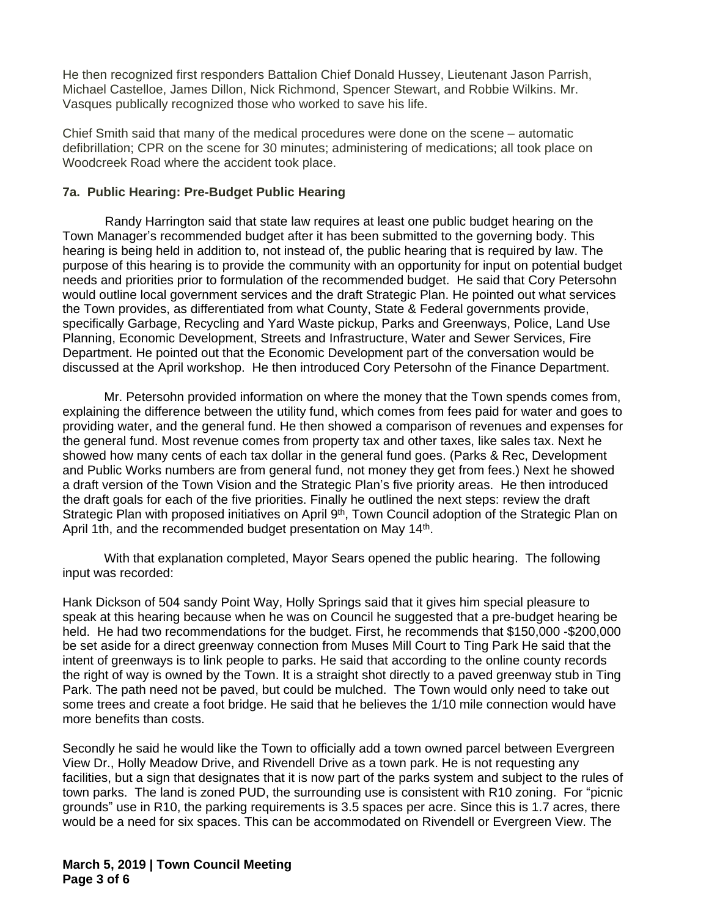He then recognized first responders Battalion Chief Donald Hussey, Lieutenant Jason Parrish, Michael Castelloe, James Dillon, Nick Richmond, Spencer Stewart, and Robbie Wilkins. Mr. Vasques publically recognized those who worked to save his life.

Chief Smith said that many of the medical procedures were done on the scene – automatic defibrillation; CPR on the scene for 30 minutes; administering of medications; all took place on Woodcreek Road where the accident took place.

**7a. Public Hearing: Pre-Budget Public Hearing**

Randy Harrington said that state law requires at least one public budget hearing on the Town Manager's recommended budget after it has been submitted to the governing body. This hearing is being held in addition to, not instead of, the public hearing that is required by law. The purpose of this hearing is to provide the community with an opportunity for input on potential budget needs and priorities prior to formulation of the recommended budget. He said that Cory Petersohn would outline local government services and the draft Strategic Plan. He pointed out what services the Town provides, as differentiated from what County, State & Federal governments provide, specifically Garbage, Recycling and Yard Waste pickup, Parks and Greenways, Police, Land Use Planning, Economic Development, Streets and Infrastructure, Water and Sewer Services, Fire Department. He pointed out that the Economic Development part of the conversation would be discussed at the April workshop. He then introduced Cory Petersohn of the Finance Department.

Mr. Petersohn provided information on where the money that the Town spends comes from, explaining the difference between the utility fund, which comes from fees paid for water and goes to providing water, and the general fund. He then showed a comparison of revenues and expenses for the general fund. Most revenue comes from property tax and other taxes, like sales tax. Next he showed how many cents of each tax dollar in the general fund goes. (Parks & Rec, Development and Public Works numbers are from general fund, not money they get from fees.) Next he showed a draft version of the Town Vision and the Strategic Plan's five priority areas. He then introduced the draft goals for each of the five priorities. Finally he outlined the next steps: review the draft Strategic Plan with proposed initiatives on April 9th, Town Council adoption of the Strategic Plan on April 1th, and the recommended budget presentation on May 14th.

With that explanation completed, Mayor Sears opened the public hearing. The following input was recorded:

Hank Dickson of 504 sandy Point Way, Holly Springs said that it gives him special pleasure to speak at this hearing because when he was on Council he suggested that a pre-budget hearing be held. He had two recommendations for the budget. First, he recommends that $150,000 -$200,000 be set aside for a direct greenway connection from Muses Mill Court to Ting Park He said that the intent of greenways is to link people to parks. He said that according to the online county records the right of way is owned by the Town. It is a straight shot directly to a paved greenway stub in Ting Park. The path need not be paved, but could be mulched. The Town would only need to take out some trees and create a foot bridge. He said that he believes the 1/10 mile connection would have more benefits than costs.

Secondly he said he would like the Town to officially add a town owned parcel between Evergreen View Dr., Holly Meadow Drive, and Rivendell Drive as a town park. He is not requesting any facilities, but a sign that designates that it is now part of the parks system and subject to the rules of town parks. The land is zoned PUD, the surrounding use is consistent with R10 zoning. For "picnic grounds" use in R10, the parking requirements is 3.5 spaces per acre. Since this is 1.7 acres, there would be a need for six spaces. This can be accommodated on Rivendell or Evergreen View. The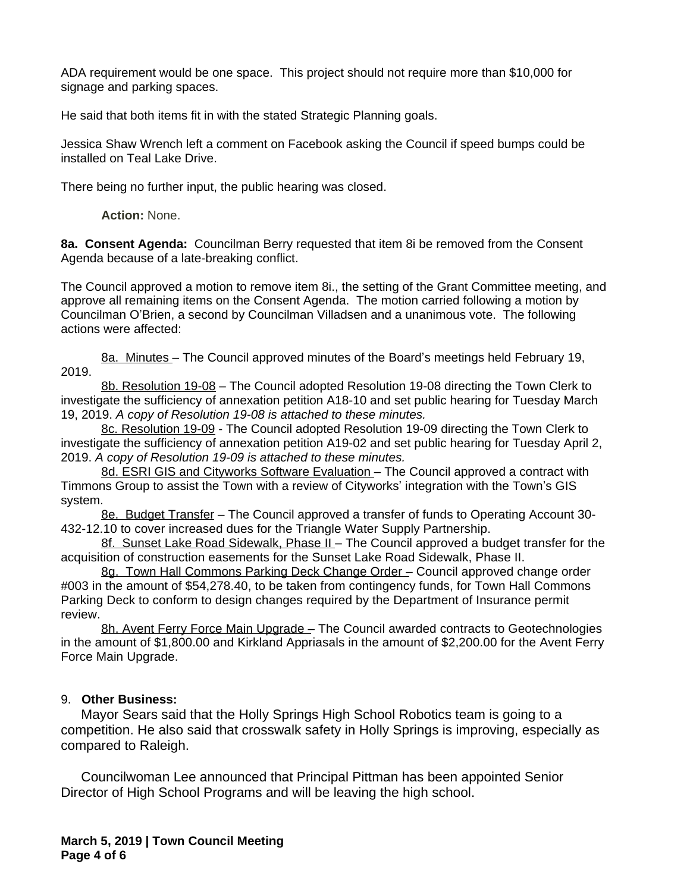ADA requirement would be one space. This project should not require more than $10,000 for signage and parking spaces.

He said that both items fit in with the stated Strategic Planning goals.

Jessica Shaw Wrench left a comment on Facebook asking the Council if speed bumps could be installed on Teal Lake Drive.

There being no further input, the public hearing was closed.

**Action:** None.

**8a. Consent Agenda:** Councilman Berry requested that item 8i be removed from the Consent Agenda because of a late-breaking conflict.

The Council approved a motion to remove item 8i., the setting of the Grant Committee meeting, and approve all remaining items on the Consent Agenda. The motion carried following a motion by Councilman O'Brien, a second by Councilman Villadsen and a unanimous vote. The following actions were affected:

8a. Minutes – The Council approved minutes of the Board's meetings held February 19, 2019.

8b. Resolution 19-08 – The Council adopted Resolution 19-08 directing the Town Clerk to investigate the sufficiency of annexation petition A18-10 and set public hearing for Tuesday March 19, 2019. *A copy of Resolution 19-08 is attached to these minutes.*

8c. Resolution 19-09 - The Council adopted Resolution 19-09 directing the Town Clerk to investigate the sufficiency of annexation petition A19-02 and set public hearing for Tuesday April 2, 2019. *A copy of Resolution 19-09 is attached to these minutes.*

8d. ESRI GIS and Cityworks Software Evaluation – The Council approved a contract with Timmons Group to assist the Town with a review of Cityworks' integration with the Town's GIS system.

8e. Budget Transfer – The Council approved a transfer of funds to Operating Account 30-432-12.10 to cover increased dues for the Triangle Water Supply Partnership.

8f. Sunset Lake Road Sidewalk, Phase II – The Council approved a budget transfer for the acquisition of construction easements for the Sunset Lake Road Sidewalk, Phase II.

8g. Town Hall Commons Parking Deck Change Order – Council approved change order #003 in the amount of $54,278.40, to be taken from contingency funds, for Town Hall Commons Parking Deck to conform to design changes required by the Department of Insurance permit review.

8h. Avent Ferry Force Main Upgrade – The Council awarded contracts to Geotechnologies in the amount of $1,800.00 and Kirkland Appriasals in the amount of $2,200.00 for the Avent Ferry Force Main Upgrade.

9. **Other Business:**

Mayor Sears said that the Holly Springs High School Robotics team is going to a competition. He also said that crosswalk safety in Holly Springs is improving, especially as compared to Raleigh.

Councilwoman Lee announced that Principal Pittman has been appointed Senior Director of High School Programs and will be leaving the high school.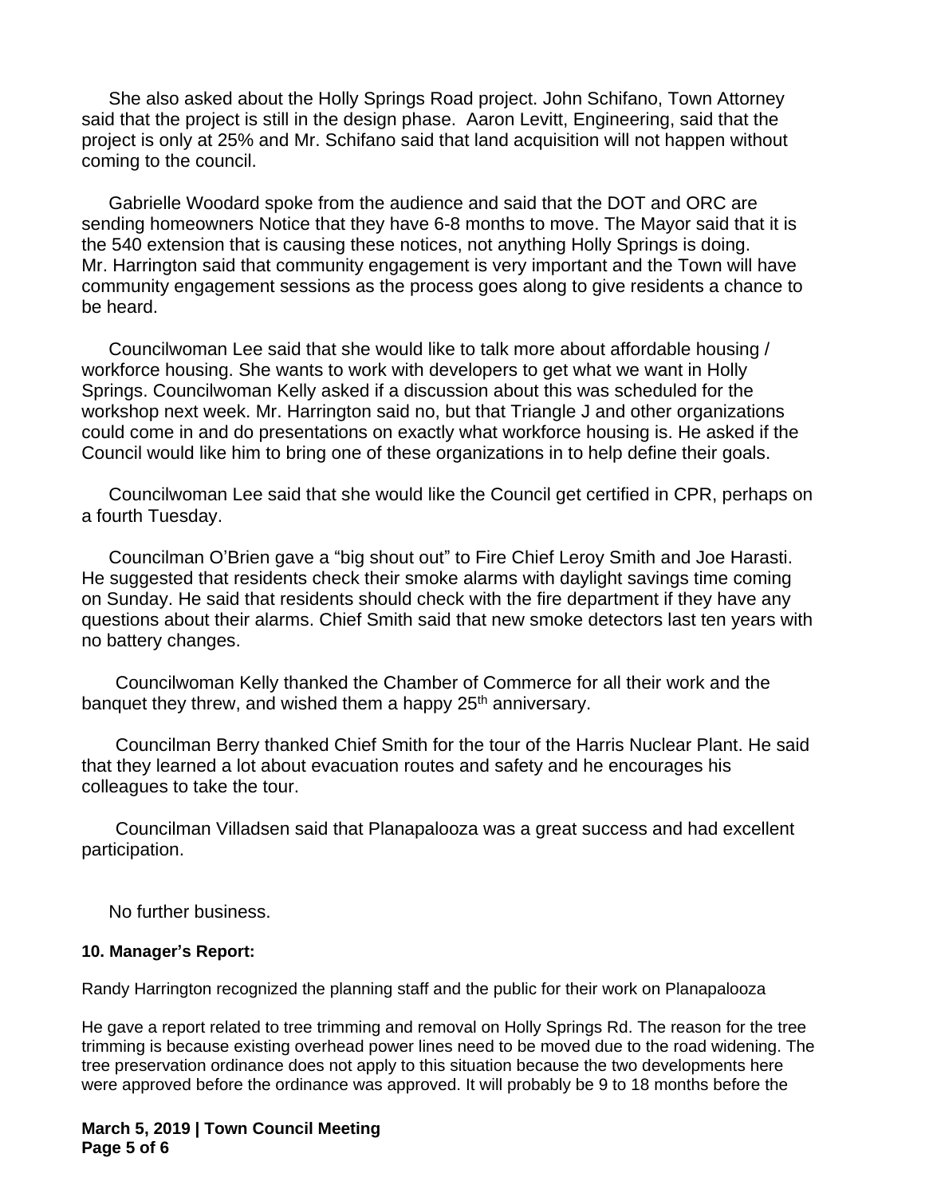She also asked about the Holly Springs Road project. John Schifano, Town Attorney said that the project is still in the design phase. Aaron Levitt, Engineering, said that the project is only at 25% and Mr. Schifano said that land acquisition will not happen without coming to the council.

Gabrielle Woodard spoke from the audience and said that the DOT and ORC are sending homeowners Notice that they have 6-8 months to move. The Mayor said that it is the 540 extension that is causing these notices, not anything Holly Springs is doing. Mr. Harrington said that community engagement is very important and the Town will have community engagement sessions as the process goes along to give residents a chance to be heard.

Councilwoman Lee said that she would like to talk more about affordable housing / workforce housing. She wants to work with developers to get what we want in Holly Springs. Councilwoman Kelly asked if a discussion about this was scheduled for the workshop next week. Mr. Harrington said no, but that Triangle J and other organizations could come in and do presentations on exactly what workforce housing is. He asked if the Council would like him to bring one of these organizations in to help define their goals.

Councilwoman Lee said that she would like the Council get certified in CPR, perhaps on a fourth Tuesday.

Councilman O'Brien gave a "big shout out" to Fire Chief Leroy Smith and Joe Harasti. He suggested that residents check their smoke alarms with daylight savings time coming on Sunday. He said that residents should check with the fire department if they have any questions about their alarms. Chief Smith said that new smoke detectors last ten years with no battery changes.

Councilwoman Kelly thanked the Chamber of Commerce for all their work and the banquet they threw, and wished them a happy 25th anniversary.

Councilman Berry thanked Chief Smith for the tour of the Harris Nuclear Plant. He said that they learned a lot about evacuation routes and safety and he encourages his colleagues to take the tour.

Councilman Villadsen said that Planapalooza was a great success and had excellent participation.

No further business.

**10. Manager's Report:**

Randy Harrington recognized the planning staff and the public for their work on Planapalooza

He gave a report related to tree trimming and removal on Holly Springs Rd. The reason for the tree trimming is because existing overhead power lines need to be moved due to the road widening. The tree preservation ordinance does not apply to this situation because the two developments here were approved before the ordinance was approved. It will probably be 9 to 18 months before the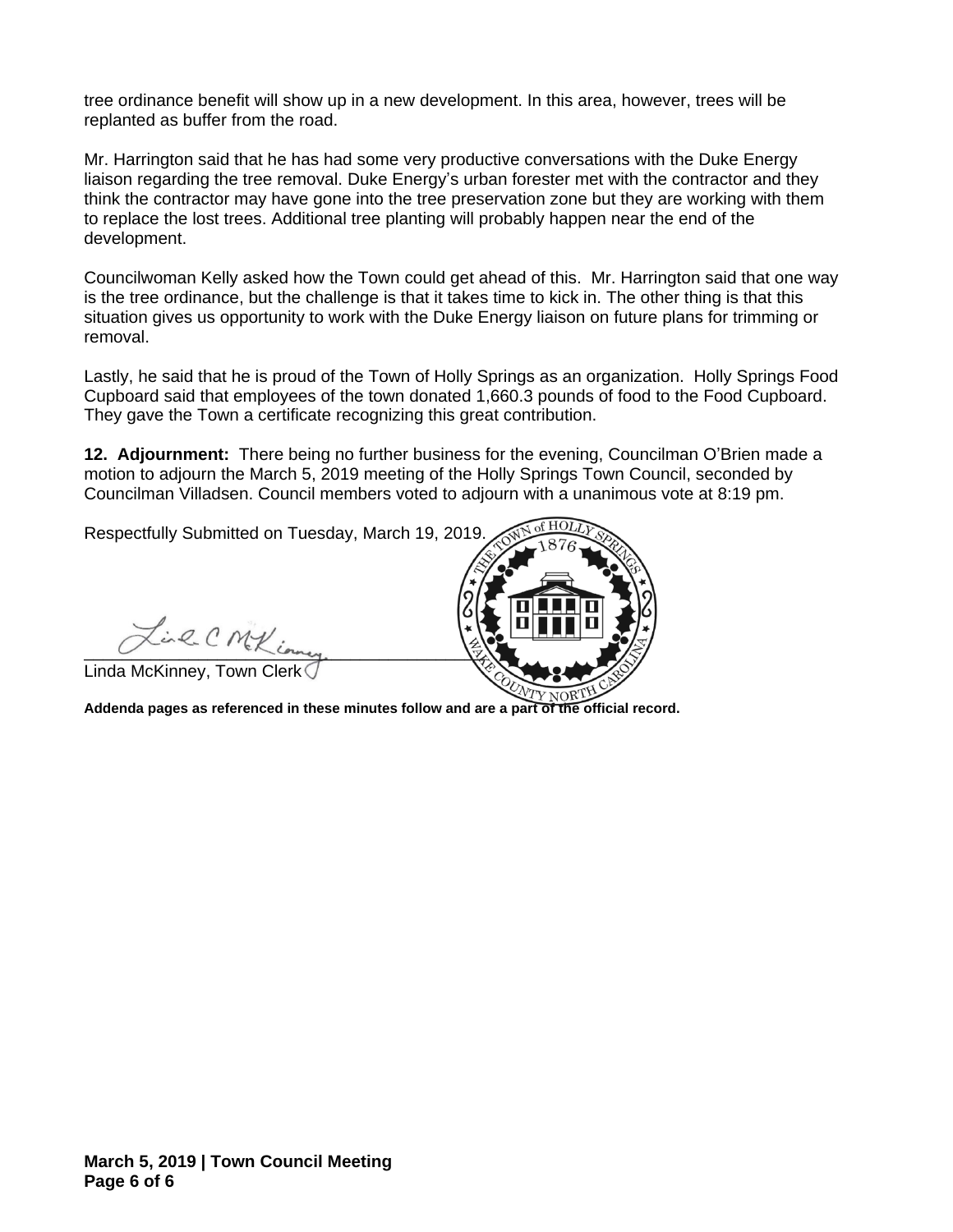tree ordinance benefit will show up in a new development. In this area, however, trees will be replanted as buffer from the road.

Mr. Harrington said that he has had some very productive conversations with the Duke Energy liaison regarding the tree removal. Duke Energy's urban forester met with the contractor and they think the contractor may have gone into the tree preservation zone but they are working with them to replace the lost trees. Additional tree planting will probably happen near the end of the development.

Councilwoman Kelly asked how the Town could get ahead of this. Mr. Harrington said that one way is the tree ordinance, but the challenge is that it takes time to kick in. The other thing is that this situation gives us opportunity to work with the Duke Energy liaison on future plans for trimming or removal.

Lastly, he said that he is proud of the Town of Holly Springs as an organization. Holly Springs Food Cupboard said that employees of the town donated 1,660.3 pounds of food to the Food Cupboard. They gave the Town a certificate recognizing this great contribution.

**12. Adjournment:** There being no further business for the evening, Councilman O'Brien made a motion to adjourn the March 5, 2019 meeting of the Holly Springs Town Council, seconded by Councilman Villadsen. Council members voted to adjourn with a unanimous vote at 8:19 pm.

Respectfully Submitted on Tuesday, March 19, 2019.

THE TOWN of HOLLY SPRINGS 1876 WAKE COUNTY NORTH CAROLINA

Linda C McKinney

Linda McKinney, Town Clerk

**Addenda pages as referenced in these minutes follow and are a part of the official record.**